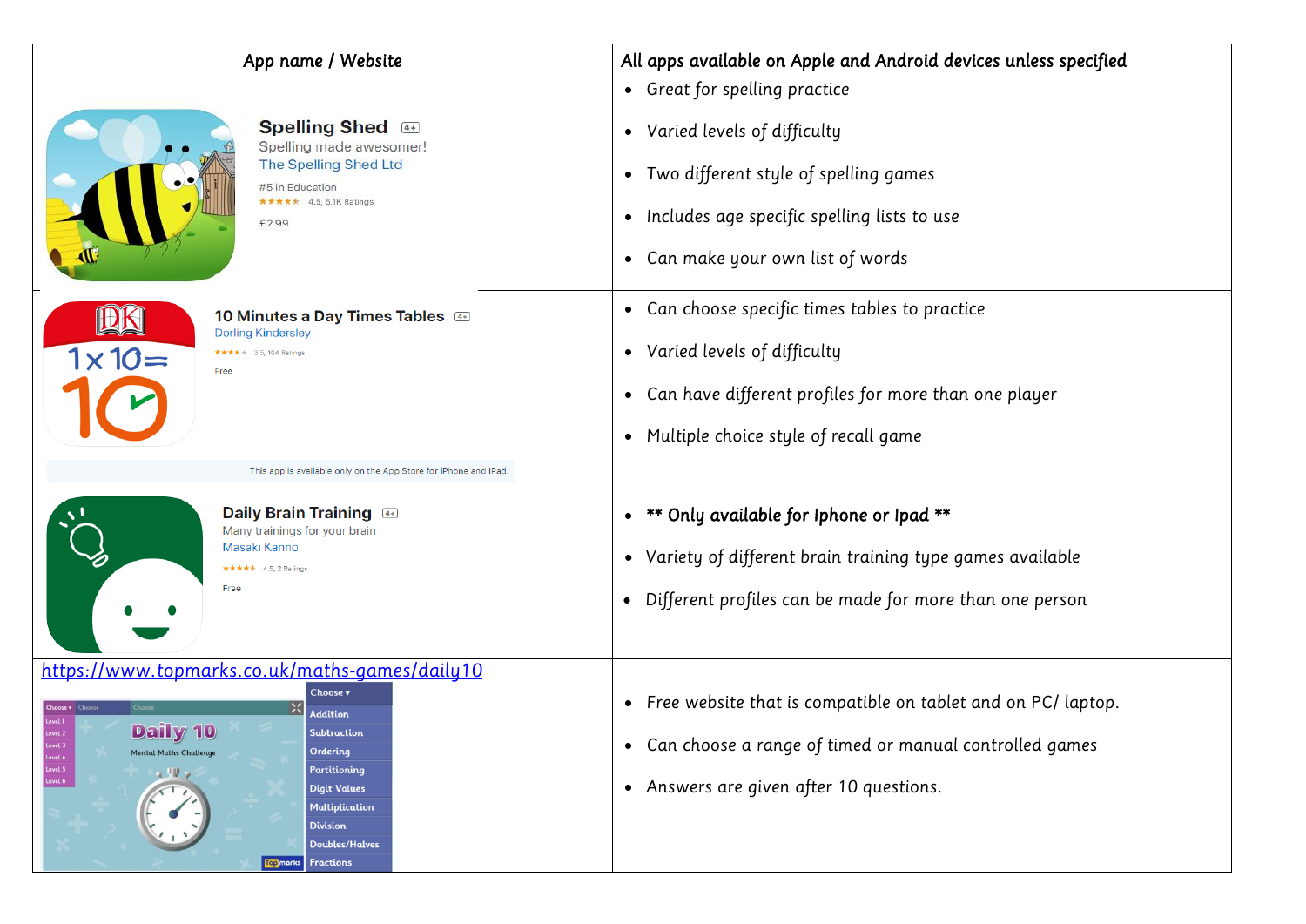| App name / Website | All apps available on Apple and Android devices unless specified |
| --- | --- |
| **Spelling Shed** 4+<br>Spelling made awesome!<br>The Spelling Shed Ltd<br>#5 in Education<br>★★★★★ 4.5, 5.1K Ratings<br>£2.99 | • Great for spelling practice<br>• Varied levels of difficulty<br>• Two different style of spelling games<br>• Includes age specific spelling lists to use<br>• Can make your own list of words |
| **10 Minutes a Day Times Tables** 4+<br>Dorling Kindersley<br>★★★★ 3.5, 104 Ratings<br>Free | • Can choose specific times tables to practice<br>• Varied levels of difficulty<br>• Can have different profiles for more than one player<br>• Multiple choice style of recall game |
| This app is available only on the App Store for iPhone and iPad.<br>**Daily Brain Training** 4+<br>Many trainings for your brain<br>Masaki Kanno<br>★★★★★ 4.5, 2 Ratings<br>Free | • **** Only available for Iphone or Ipad ****<br>• Variety of different brain training type games available<br>• Different profiles can be made for more than one person |
| https://www.topmarks.co.uk/maths-games/daily10<br>Daily 10 – Mental Maths Challenge<br>Choose: Addition, Subtraction, Ordering, Partitioning, Digit Values, Multiplication, Division, Doubles/Halves, Fractions | • Free website that is compatible on tablet and on PC/ laptop.<br>• Can choose a range of timed or manual controlled games<br>• Answers are given after 10 questions. |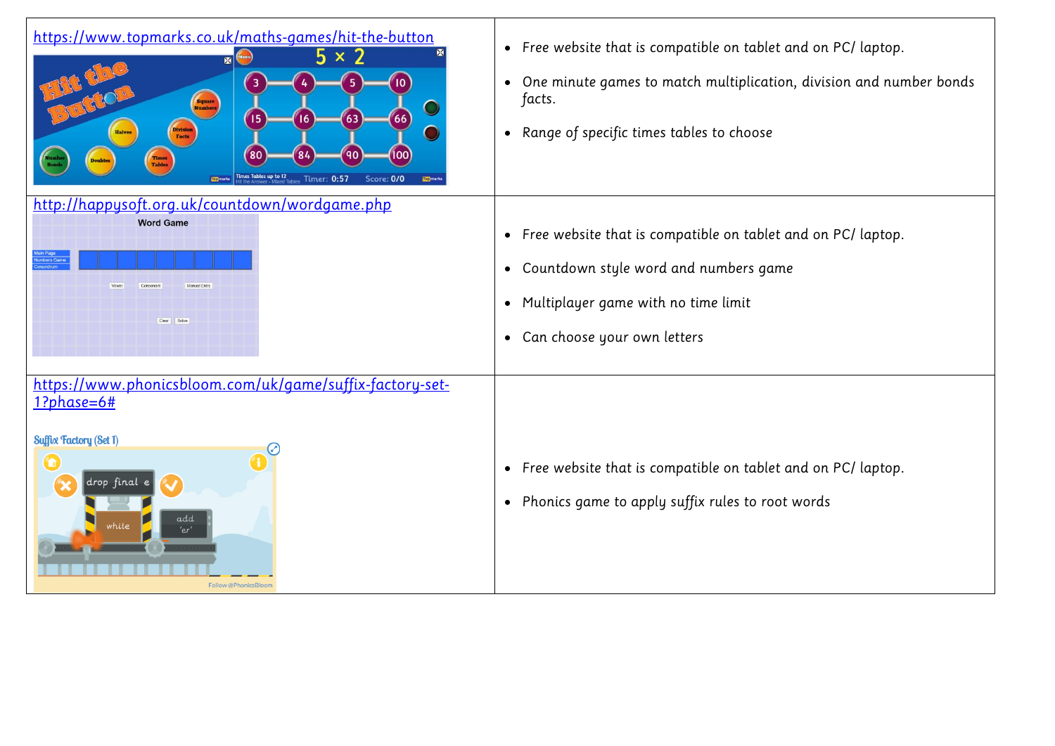| | |
|---|---|
| https://www.topmarks.co.uk/maths-games/hit-the-button | • Free website that is compatible on tablet and on PC/ laptop.<br>• One minute games to match multiplication, division and number bonds facts.<br>• Range of specific times tables to choose |
| http://happysoft.org.uk/countdown/wordgame.php | • Free website that is compatible on tablet and on PC/ laptop.<br>• Countdown style word and numbers game<br>• Multiplayer game with no time limit<br>• Can choose your own letters |
| https://www.phonicsbloom.com/uk/game/suffix-factory-set-1?phase=6# | • Free website that is compatible on tablet and on PC/ laptop.<br>• Phonics game to apply suffix rules to root words |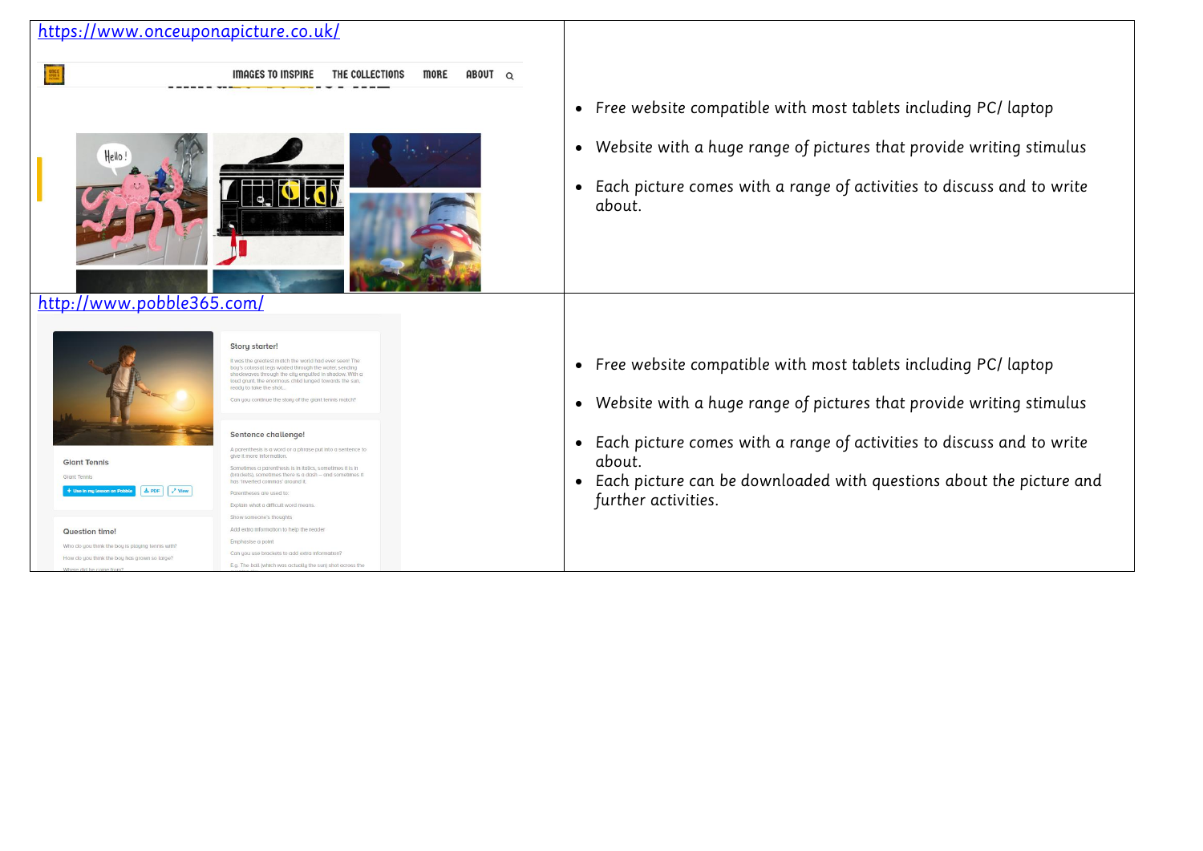| | |
|---|---|
| https://www.onceuponapicture.co.uk/ | <ul><li>*Free website compatible with most tablets including PC/ laptop*</li><li>*Website with a huge range of pictures that provide writing stimulus*</li><li>*Each picture comes with a range of activities to discuss and to write about.*</li></ul> |
| http://www.pobble365.com/ | <ul><li>*Free website compatible with most tablets including PC/ laptop*</li><li>*Website with a huge range of pictures that provide writing stimulus*</li><li>*Each picture comes with a range of activities to discuss and to write about.*</li><li>*Each picture can be downloaded with questions about the picture and further activities.*</li></ul> |